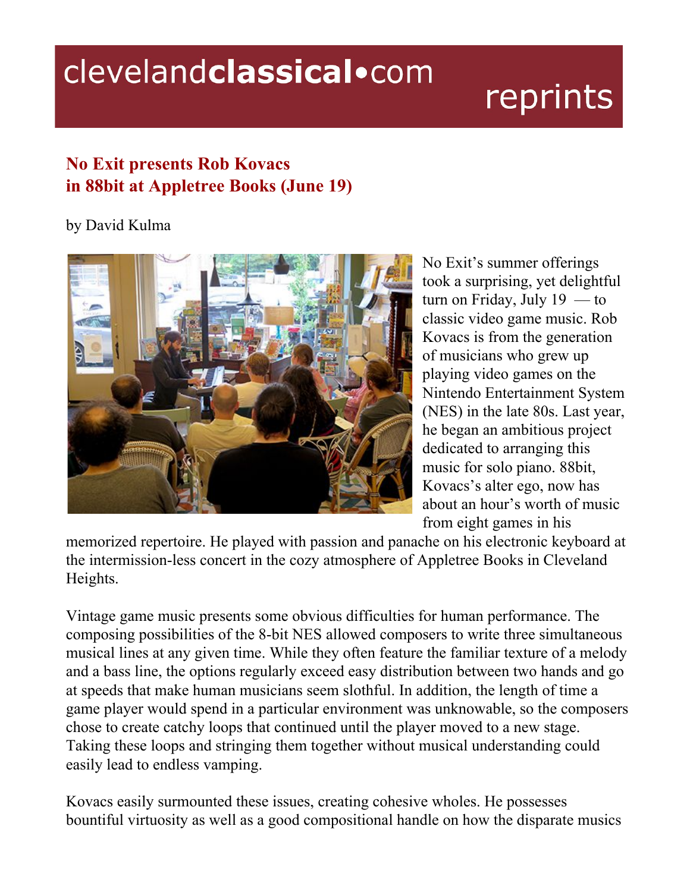clevelandclassical•com reprints

## No Exit presents Rob Kovacs in 88bit at Appletree Books (June 19)

by David Kulma

No Exit's summer offerings took a surprising, yet delightful turn on Friday, July 19 — to classic video game music. Rob Kovacs is from the generation of musicians who grew up playing video games on the Nintendo Entertainment System (NES) in the late 80s. Last year, he began an ambitious project dedicated to arranging this music for solo piano. 88bit, Kovacs's alter ego, now has about an hour's worth of music from eight games in his memorized repertoire. He played with passion and panache on his electronic keyboard at the intermission-less concert in the cozy atmosphere of Appletree Books in Cleveland Heights.

Vintage game music presents some obvious difficulties for human performance. The composing possibilities of the 8-bit NES allowed composers to write three simultaneous musical lines at any given time. While they often feature the familiar texture of a melody and a bass line, the options regularly exceed easy distribution between two hands and go at speeds that make human musicians seem slothful. In addition, the length of time a game player would spend in a particular environment was unknowable, so the composers chose to create catchy loops that continued until the player moved to a new stage. Taking these loops and stringing them together without musical understanding could easily lead to endless vamping.

Kovacs easily surmounted these issues, creating cohesive wholes. He possesses bountiful virtuosity as well as a good compositional handle on how the disparate musics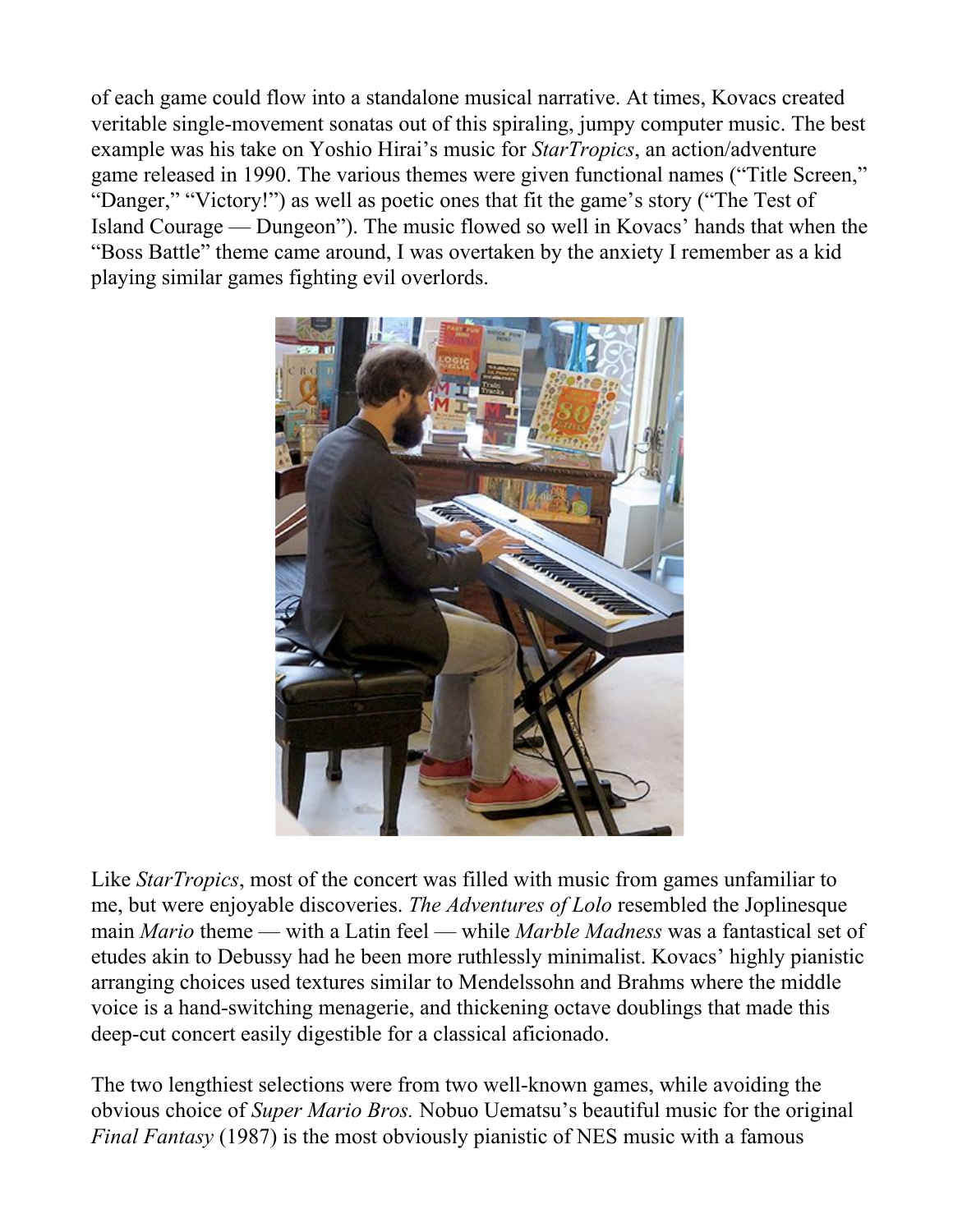of each game could flow into a standalone musical narrative. At times, Kovacs created veritable single-movement sonatas out of this spiraling, jumpy computer music. The best example was his take on Yoshio Hirai's music for *StarTropics*, an action/adventure game released in 1990. The various themes were given functional names ("Title Screen," "Danger," "Victory!") as well as poetic ones that fit the game's story ("The Test of Island Courage — Dungeon"). The music flowed so well in Kovacs' hands that when the "Boss Battle" theme came around, I was overtaken by the anxiety I remember as a kid playing similar games fighting evil overlords.

Like *StarTropics*, most of the concert was filled with music from games unfamiliar to me, but were enjoyable discoveries. *The Adventures of Lolo* resembled the Joplinesque main *Mario* theme — with a Latin feel — while *Marble Madness* was a fantastical set of etudes akin to Debussy had he been more ruthlessly minimalist. Kovacs' highly pianistic arranging choices used textures similar to Mendelssohn and Brahms where the middle voice is a hand-switching menagerie, and thickening octave doublings that made this deep-cut concert easily digestible for a classical aficionado.

The two lengthiest selections were from two well-known games, while avoiding the obvious choice of *Super Mario Bros.* Nobuo Uematsu's beautiful music for the original *Final Fantasy* (1987) is the most obviously pianistic of NES music with a famous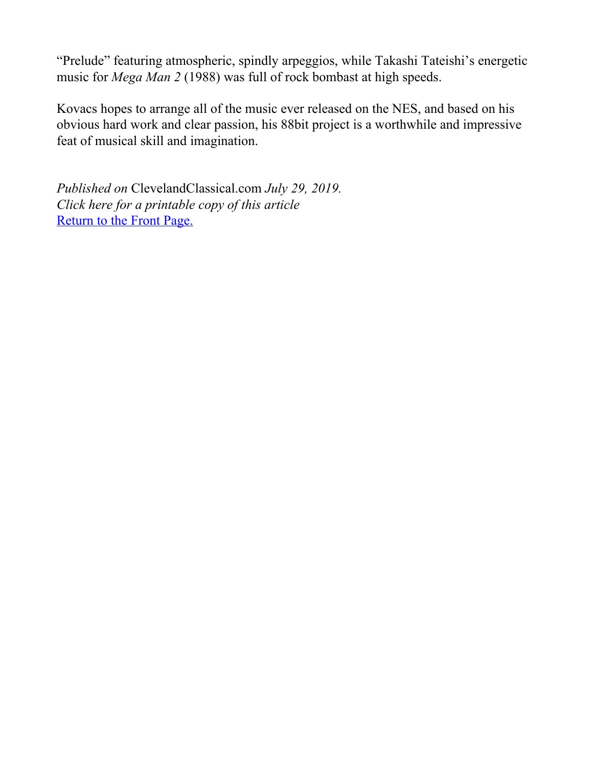"Prelude" featuring atmospheric, spindly arpeggios, while Takashi Tateishi's energetic music for *Mega Man 2* (1988) was full of rock bombast at high speeds.

Kovacs hopes to arrange all of the music ever released on the NES, and based on his obvious hard work and clear passion, his 88bit project is a worthwhile and impressive feat of musical skill and imagination.

*Published on* ClevelandClassical.com *July 29, 2019.*
*Click here for a printable copy of this article*
Return to the Front Page.